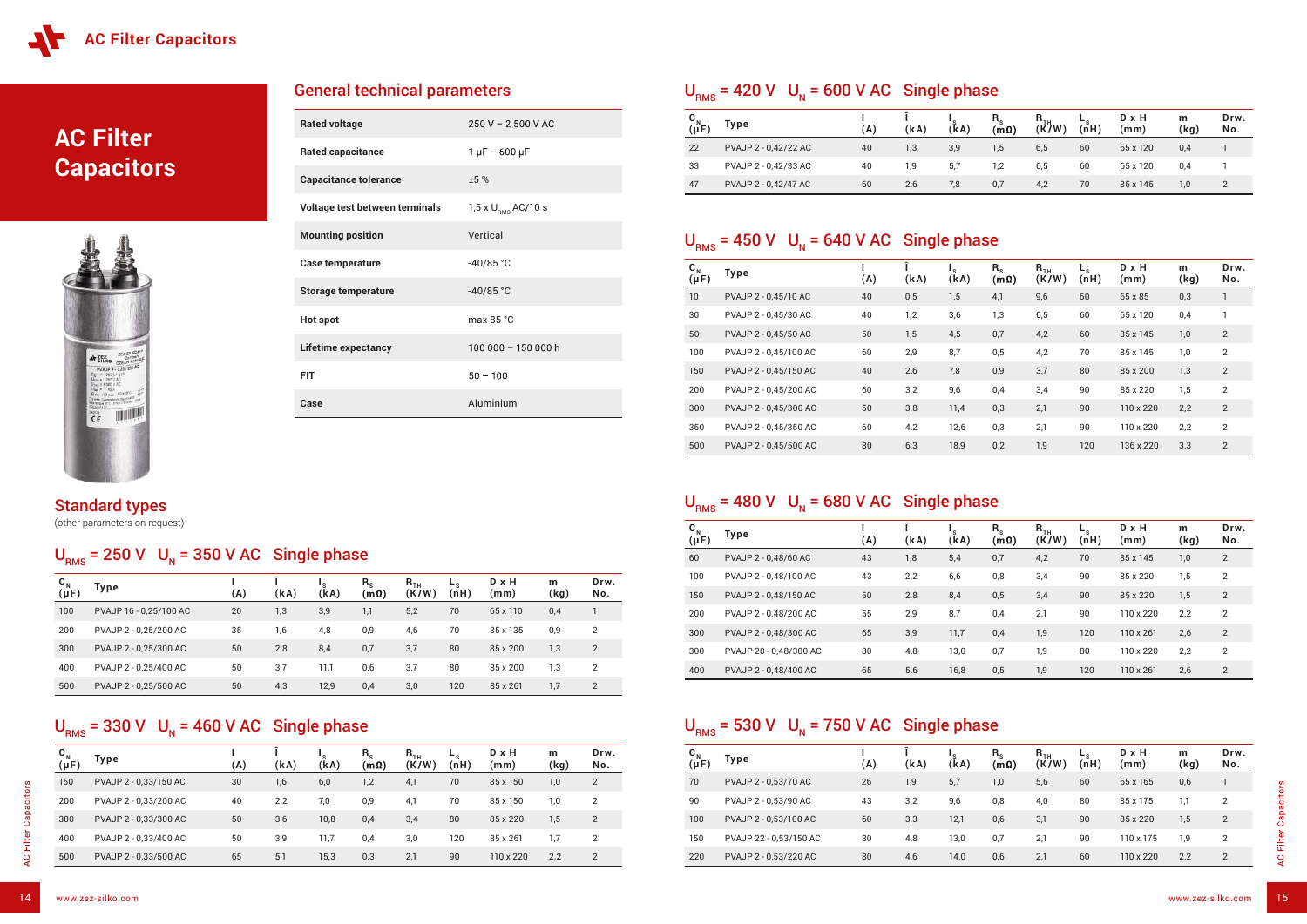# AC Filter Capacitors

## General technical parameters

| | |
|---|---|
| Rated voltage | 250 V – 2 500 V AC |
| Rated capacitance | 1 μF – 600 μF |
| Capacitance tolerance | ±5 % |
| Voltage test between terminals | 1,5 x $U_{RMS}$ AC/10 s |
| Mounting position | Vertical |
| Case temperature | -40/85 °C |
| Storage temperature | -40/85 °C |
| Hot spot | max 85 °C |
| Lifetime expectancy | 100 000 – 150 000 h |
| FIT | 50 – 100 |
| Case | Aluminium |

## Standard types

(other parameters on request)

### $U_{RMS}$ = 250 V $U_N$ = 350 V AC Single phase

| $C_N$ (μF) | Type | I (A) | Î (kA) | $I_S$ (kA) | $R_S$ (mΩ) | $R_{TH}$ (K/W) | $L_S$ (nH) | D x H (mm) | m (kg) | Drw. No. |
|---|---|---|---|---|---|---|---|---|---|---|
| 100 | PVAJP 16 - 0,25/100 AC | 20 | 1,3 | 3,9 | 1,1 | 5,2 | 70 | 65 x 110 | 0,4 | 1 |
| 200 | PVAJP 2 - 0,25/200 AC | 35 | 1,6 | 4,8 | 0,9 | 4,6 | 70 | 85 x 135 | 0,9 | 2 |
| 300 | PVAJP 2 - 0,25/300 AC | 50 | 2,8 | 8,4 | 0,7 | 3,7 | 80 | 85 x 200 | 1,3 | 2 |
| 400 | PVAJP 2 - 0,25/400 AC | 50 | 3,7 | 11,1 | 0,6 | 3,7 | 80 | 85 x 200 | 1,3 | 2 |
| 500 | PVAJP 2 - 0,25/500 AC | 50 | 4,3 | 12,9 | 0,4 | 3,0 | 120 | 85 x 261 | 1,7 | 2 |

### $U_{RMS}$ = 330 V $U_N$ = 460 V AC Single phase

| $C_N$ (μF) | Type | I (A) | Î (kA) | $I_S$ (kA) | $R_S$ (mΩ) | $R_{TH}$ (K/W) | $L_S$ (nH) | D x H (mm) | m (kg) | Drw. No. |
|---|---|---|---|---|---|---|---|---|---|---|
| 150 | PVAJP 2 - 0,33/150 AC | 30 | 1,6 | 6,0 | 1,2 | 4,1 | 70 | 85 x 150 | 1,0 | 2 |
| 200 | PVAJP 2 - 0,33/200 AC | 40 | 2,2 | 7,0 | 0,9 | 4,1 | 70 | 85 x 150 | 1,0 | 2 |
| 300 | PVAJP 2 - 0,33/300 AC | 50 | 3,6 | 10,8 | 0,4 | 3,4 | 80 | 85 x 220 | 1,5 | 2 |
| 400 | PVAJP 2 - 0,33/400 AC | 50 | 3,9 | 11,7 | 0,4 | 3,0 | 120 | 85 x 261 | 1,7 | 2 |
| 500 | PVAJP 2 - 0,33/500 AC | 65 | 5,1 | 15,3 | 0,3 | 2,1 | 90 | 110 x 220 | 2,2 | 2 |

### $U_{RMS}$ = 420 V $U_N$ = 600 V AC Single phase

| $C_N$ (μF) | Type | I (A) | Î (kA) | $I_S$ (kA) | $R_S$ (mΩ) | $R_{TH}$ (K/W) | $L_S$ (nH) | D x H (mm) | m (kg) | Drw. No. |
|---|---|---|---|---|---|---|---|---|---|---|
| 22 | PVAJP 2 - 0,42/22 AC | 40 | 1,3 | 3,9 | 1,5 | 6,5 | 60 | 65 x 120 | 0,4 | 1 |
| 33 | PVAJP 2 - 0,42/33 AC | 40 | 1,9 | 5,7 | 1,2 | 6,5 | 60 | 65 x 120 | 0,4 | 1 |
| 47 | PVAJP 2 - 0,42/47 AC | 60 | 2,6 | 7,8 | 0,7 | 4,2 | 70 | 85 x 145 | 1,0 | 2 |

### $U_{RMS}$ = 450 V $U_N$ = 640 V AC Single phase

| $C_N$ (μF) | Type | I (A) | Î (kA) | $I_S$ (kA) | $R_S$ (mΩ) | $R_{TH}$ (K/W) | $L_S$ (nH) | D x H (mm) | m (kg) | Drw. No. |
|---|---|---|---|---|---|---|---|---|---|---|
| 10 | PVAJP 2 - 0,45/10 AC | 40 | 0,5 | 1,5 | 4,1 | 9,6 | 60 | 65 x 85 | 0,3 | 1 |
| 30 | PVAJP 2 - 0,45/30 AC | 40 | 1,2 | 3,6 | 1,3 | 6,5 | 60 | 65 x 120 | 0,4 | 1 |
| 50 | PVAJP 2 - 0,45/50 AC | 50 | 1,5 | 4,5 | 0,7 | 4,2 | 60 | 85 x 145 | 1,0 | 2 |
| 100 | PVAJP 2 - 0,45/100 AC | 60 | 2,9 | 8,7 | 0,5 | 4,2 | 70 | 85 x 145 | 1,0 | 2 |
| 150 | PVAJP 2 - 0,45/150 AC | 40 | 2,6 | 7,8 | 0,9 | 3,7 | 80 | 85 x 200 | 1,3 | 2 |
| 200 | PVAJP 2 - 0,45/200 AC | 60 | 3,2 | 9,6 | 0,4 | 3,4 | 90 | 85 x 220 | 1,5 | 2 |
| 300 | PVAJP 2 - 0,45/300 AC | 50 | 3,8 | 11,4 | 0,3 | 2,1 | 90 | 110 x 220 | 2,2 | 2 |
| 350 | PVAJP 2 - 0,45/350 AC | 60 | 4,2 | 12,6 | 0,3 | 2,1 | 90 | 110 x 220 | 2,2 | 2 |
| 500 | PVAJP 2 - 0,45/500 AC | 80 | 6,3 | 18,9 | 0,2 | 1,9 | 120 | 136 x 220 | 3,3 | 2 |

### $U_{RMS}$ = 480 V $U_N$ = 680 V AC Single phase

| $C_N$ (μF) | Type | I (A) | Î (kA) | $I_S$ (kA) | $R_S$ (mΩ) | $R_{TH}$ (K/W) | $L_S$ (nH) | D x H (mm) | m (kg) | Drw. No. |
|---|---|---|---|---|---|---|---|---|---|---|
| 60 | PVAJP 2 - 0,48/60 AC | 43 | 1,8 | 5,4 | 0,7 | 4,2 | 70 | 85 x 145 | 1,0 | 2 |
| 100 | PVAJP 2 - 0,48/100 AC | 43 | 2,2 | 6,6 | 0,8 | 3,4 | 90 | 85 x 220 | 1,5 | 2 |
| 150 | PVAJP 2 - 0,48/150 AC | 50 | 2,8 | 8,4 | 0,5 | 3,4 | 90 | 85 x 220 | 1,5 | 2 |
| 200 | PVAJP 2 - 0,48/200 AC | 55 | 2,9 | 8,7 | 0,4 | 2,1 | 90 | 110 x 220 | 2,2 | 2 |
| 300 | PVAJP 2 - 0,48/300 AC | 65 | 3,9 | 11,7 | 0,4 | 1,9 | 120 | 110 x 261 | 2,6 | 2 |
| 300 | PVAJP 20 - 0,48/300 AC | 80 | 4,8 | 13,0 | 0,7 | 1,9 | 80 | 110 x 220 | 2,2 | 2 |
| 400 | PVAJP 2 - 0,48/400 AC | 65 | 5,6 | 16,8 | 0,5 | 1,9 | 120 | 110 x 261 | 2,6 | 2 |

### $U_{RMS}$ = 530 V $U_N$ = 750 V AC Single phase

| $C_N$ (μF) | Type | I (A) | Î (kA) | $I_S$ (kA) | $R_S$ (mΩ) | $R_{TH}$ (K/W) | $L_S$ (nH) | D x H (mm) | m (kg) | Drw. No. |
|---|---|---|---|---|---|---|---|---|---|---|
| 70 | PVAJP 2 - 0,53/70 AC | 26 | 1,9 | 5,7 | 1,0 | 5,6 | 60 | 65 x 165 | 0,6 | 1 |
| 90 | PVAJP 2 - 0,53/90 AC | 43 | 3,2 | 9,6 | 0,8 | 4,0 | 80 | 85 x 175 | 1,1 | 2 |
| 100 | PVAJP 2 - 0,53/100 AC | 60 | 3,3 | 12,1 | 0,6 | 3,1 | 90 | 85 x 220 | 1,5 | 2 |
| 150 | PVAJP 22 - 0,53/150 AC | 80 | 4,8 | 13,0 | 0,7 | 2,1 | 90 | 110 x 175 | 1,9 | 2 |
| 220 | PVAJP 2 - 0,53/220 AC | 80 | 4,6 | 14,0 | 0,6 | 2,1 | 60 | 110 x 220 | 2,2 | 2 |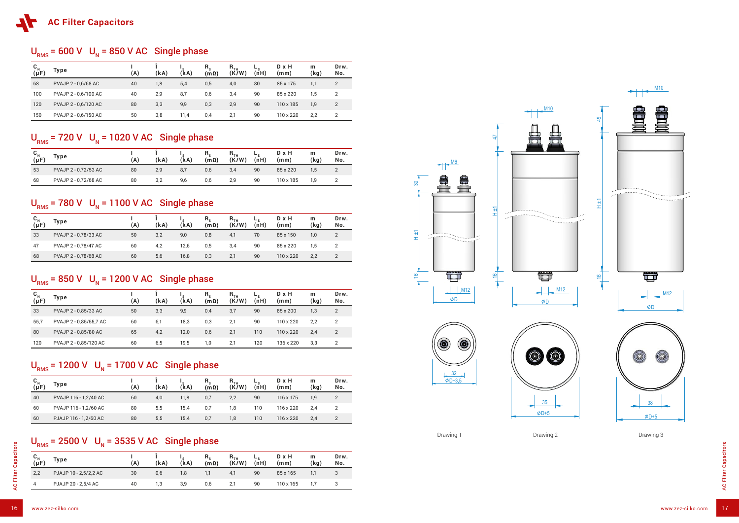# AC Filter Capacitors

## $U_{RMS}$ = 600 V $U_N$ = 850 V AC Single phase

| $C_N$ (µF) | Type | I (A) | Î (kA) | $I_S$ (kA) | $R_S$ (mΩ) | $R_{TH}$ (K/W) | $L_S$ (nH) | D x H (mm) | m (kg) | Drw. No. |
|---|---|---|---|---|---|---|---|---|---|---|
| 68 | PVAJP 2 - 0,6/68 AC | 40 | 1,8 | 5,4 | 0,5 | 4,0 | 80 | 85 x 175 | 1,1 | 2 |
| 100 | PVAJP 2 - 0,6/100 AC | 40 | 2,9 | 8,7 | 0,6 | 3,4 | 90 | 85 x 220 | 1,5 | 2 |
| 120 | PVAJP 2 - 0,6/120 AC | 80 | 3,3 | 9,9 | 0,3 | 2,9 | 90 | 110 x 185 | 1,9 | 2 |
| 150 | PVAJP 2 - 0,6/150 AC | 50 | 3,8 | 11,4 | 0,4 | 2,1 | 90 | 110 x 220 | 2,2 | 2 |

## $U_{RMS}$ = 720 V $U_N$ = 1020 V AC Single phase

| $C_N$ (µF) | Type | I (A) | Î (kA) | $I_S$ (kA) | $R_S$ (mΩ) | $R_{TH}$ (K/W) | $L_S$ (nH) | D x H (mm) | m (kg) | Drw. No. |
|---|---|---|---|---|---|---|---|---|---|---|
| 53 | PVAJP 2 - 0,72/53 AC | 80 | 2,9 | 8,7 | 0,6 | 3,4 | 90 | 85 x 220 | 1,5 | 2 |
| 68 | PVAJP 2 - 0,72/68 AC | 80 | 3,2 | 9,6 | 0,6 | 2,9 | 90 | 110 x 185 | 1,9 | 2 |

## $U_{RMS}$ = 780 V $U_N$ = 1100 V AC Single phase

| $C_N$ (µF) | Type | I (A) | Î (kA) | $I_S$ (kA) | $R_S$ (mΩ) | $R_{TH}$ (K/W) | $L_S$ (nH) | D x H (mm) | m (kg) | Drw. No. |
|---|---|---|---|---|---|---|---|---|---|---|
| 33 | PVAJP 2 - 0,78/33 AC | 50 | 3,2 | 9,0 | 0,8 | 4,1 | 70 | 85 x 150 | 1,0 | 2 |
| 47 | PVAJP 2 - 0,78/47 AC | 60 | 4,2 | 12,6 | 0,5 | 3,4 | 90 | 85 x 220 | 1,5 | 2 |
| 68 | PVAJP 2 - 0,78/68 AC | 60 | 5,6 | 16,8 | 0,3 | 2,1 | 90 | 110 x 220 | 2,2 | 2 |

## $U_{RMS}$ = 850 V $U_N$ = 1200 V AC Single phase

| $C_N$ (µF) | Type | I (A) | Î (kA) | $I_S$ (kA) | $R_S$ (mΩ) | $R_{TH}$ (K/W) | $L_S$ (nH) | D x H (mm) | m (kg) | Drw. No. |
|---|---|---|---|---|---|---|---|---|---|---|
| 33 | PVAJP 2 - 0,85/33 AC | 50 | 3,3 | 9,9 | 0,4 | 3,7 | 90 | 85 x 200 | 1,3 | 2 |
| 55,7 | PVAJP 2 - 0,85/55,7 AC | 60 | 6,1 | 18,3 | 0,3 | 2,1 | 90 | 110 x 220 | 2,2 | 2 |
| 80 | PVAJP 2 - 0,85/80 AC | 65 | 4,2 | 12,0 | 0,6 | 2,1 | 110 | 110 x 220 | 2,4 | 2 |
| 120 | PVAJP 2 - 0,85/120 AC | 60 | 6,5 | 19,5 | 1,0 | 2,1 | 120 | 136 x 220 | 3,3 | 2 |

## $U_{RMS}$ = 1200 V $U_N$ = 1700 V AC Single phase

| $C_N$ (µF) | Type | I (A) | Î (kA) | $I_S$ (kA) | $R_S$ (mΩ) | $R_{TH}$ (K/W) | $L_S$ (nH) | D x H (mm) | m (kg) | Drw. No. |
|---|---|---|---|---|---|---|---|---|---|---|
| 40 | PVAJP 116 - 1,2/40 AC | 60 | 4,0 | 11,8 | 0,7 | 2,2 | 90 | 116 x 175 | 1,9 | 2 |
| 60 | PVAJP 116 - 1,2/60 AC | 80 | 5,5 | 15,4 | 0,7 | 1,8 | 110 | 116 x 220 | 2,4 | 2 |
| 60 | PJAJP 116 - 1,2/60 AC | 80 | 5,5 | 15,4 | 0,7 | 1,8 | 110 | 116 x 220 | 2,4 | 2 |

## $U_{RMS}$ = 2500 V $U_N$ = 3535 V AC Single phase

| $C_N$ (µF) | Type | I (A) | Î (kA) | $I_S$ (kA) | $R_S$ (mΩ) | $R_{TH}$ (K/W) | $L_S$ (nH) | D x H (mm) | m (kg) | Drw. No. |
|---|---|---|---|---|---|---|---|---|---|---|
| 2,2 | PJAJP 10 - 2,5/2,2 AC | 30 | 0,6 | 1,8 | 1,1 | 4,1 | 90 | 85 x 165 | 1,1 | 3 |
| 4 | PJAJP 20 - 2,5/4 AC | 40 | 1,3 | 3,9 | 0,6 | 2,1 | 90 | 110 x 165 | 1,7 | 3 |

M6, 30, H ±1, 16, M12, ØD, 32, ØD+3,5

Drawing 1

M10, 47, H ±1, 16, M12, ØD, 35, ØD+5

Drawing 2

M10, 45, H ±1, 16, M12, ØD, 38, ØD+5

Drawing 3

www.zez-silko.com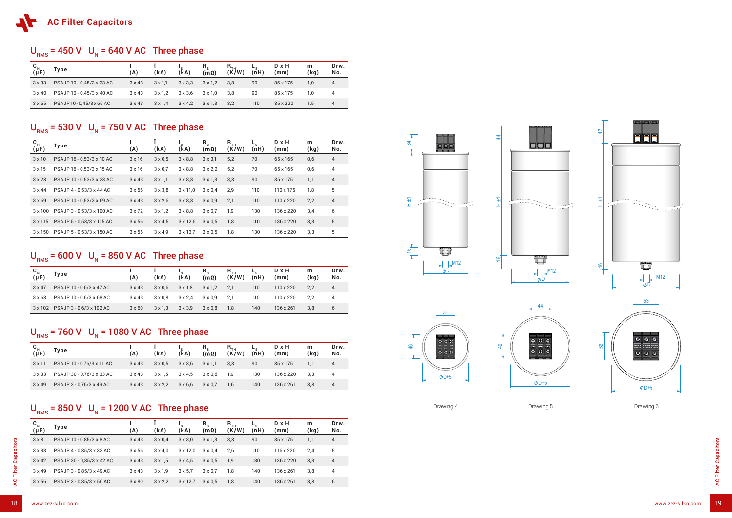# AC Filter Capacitors

## $U_{RMS}$ = 450 V  $U_N$ = 640 V AC  Three phase

| $C_N$ (µF) | Type | I (A) | Î (kA) | $I_S$ (kA) | $R_S$ (mΩ) | $R_{TH}$ (K/W) | $L_S$ (nH) | D x H (mm) | m (kg) | Drw. No. |
|---|---|---|---|---|---|---|---|---|---|---|
| 3 x 33 | PSAJP 10 - 0,45/3 x 33 AC | 3 x 43 | 3 x 1,1 | 3 x 3,3 | 3 x 1,2 | 3,8 | 90 | 85 x 175 | 1,0 | 4 |
| 3 x 40 | PSAJP 10 - 0,45/3 x 40 AC | 3 x 43 | 3 x 1,2 | 3 x 3,6 | 3 x 1,0 | 3,8 | 90 | 85 x 175 | 1,0 | 4 |
| 3 x 65 | PSAJP 10 - 0,45/3 x 65 AC | 3 x 43 | 3 x 1,4 | 3 x 4,2 | 3 x 1,3 | 3,2 | 110 | 85 x 220 | 1,5 | 4 |

## $U_{RMS}$ = 530 V  $U_N$ = 750 V AC  Three phase

| $C_N$ (µF) | Type | I (A) | Î (kA) | $I_S$ (kA) | $R_S$ (mΩ) | $R_{TH}$ (K/W) | $L_S$ (nH) | D x H (mm) | m (kg) | Drw. No. |
|---|---|---|---|---|---|---|---|---|---|---|
| 3 x 10 | PSAJP 16 - 0,53/3 x 10 AC | 3 x 16 | 3 x 0,5 | 3 x 8,8 | 3 x 3,1 | 5,2 | 70 | 65 x 165 | 0,6 | 4 |
| 3 x 15 | PSAJP 16 - 0,53/3 x 15 AC | 3 x 16 | 3 x 0,7 | 3 x 8,8 | 3 x 2,2 | 5,2 | 70 | 65 x 165 | 0,6 | 4 |
| 3 x 23 | PSAJP 10 - 0,53/3 x 23 AC | 3 x 43 | 3 x 1,1 | 3 x 8,8 | 3 x 1,3 | 3,8 | 90 | 85 x 175 | 1,1 | 4 |
| 3 x 44 | PSAJP 4 - 0,53/3 x 44 AC | 3 x 56 | 3 x 3,8 | 3 x 11,0 | 3 x 0,4 | 2,9 | 110 | 110 x 175 | 1,8 | 5 |
| 3 x 69 | PSAJP 10 - 0,53/3 x 69 AC | 3 x 43 | 3 x 2,6 | 3 x 8,8 | 3 x 0,9 | 2,1 | 110 | 110 x 220 | 2,2 | 4 |
| 3 x 100 | PSAJP 3 - 0,53/3 x 100 AC | 3 x 72 | 3 x 1,2 | 3 x 8,8 | 3 x 0,7 | 1,9 | 130 | 136 x 220 | 3,4 | 6 |
| 3 x 115 | PSAJP 5 - 0,53/3 x 115 AC | 3 x 56 | 3 x 4,5 | 3 x 12,6 | 3 x 0,5 | 1,8 | 110 | 136 x 220 | 3,3 | 5 |
| 3 x 150 | PSAJP 5 - 0,53/3 x 150 AC | 3 x 56 | 3 x 4,9 | 3 x 13,7 | 3 x 0,5 | 1,8 | 130 | 136 x 220 | 3,3 | 5 |

## $U_{RMS}$ = 600 V  $U_N$ = 850 V AC  Three phase

| $C_N$ (µF) | Type | I (A) | Î (kA) | $I_S$ (kA) | $R_S$ (mΩ) | $R_{TH}$ (K/W) | $L_S$ (nH) | D x H (mm) | m (kg) | Drw. No. |
|---|---|---|---|---|---|---|---|---|---|---|
| 3 x 47 | PSAJP 10 - 0,6/3 x 47 AC | 3 x 43 | 3 x 0,6 | 3 x 1,8 | 3 x 1,2 | 2,1 | 110 | 110 x 220 | 2,2 | 4 |
| 3 x 68 | PSAJP 10 - 0,6/3 x 68 AC | 3 x 43 | 3 x 0,8 | 3 x 2,4 | 3 x 0,9 | 2,1 | 110 | 110 x 220 | 2,2 | 4 |
| 3 x 102 | PSAJP 3 - 0,6/3 x 102 AC | 3 x 60 | 3 x 1,3 | 3 x 3,9 | 3 x 0,8 | 1,8 | 140 | 136 x 261 | 3,8 | 6 |

## $U_{RMS}$ = 760 V  $U_N$ = 1080 V AC  Three phase

| $C_N$ (µF) | Type | I (A) | Î (kA) | $I_S$ (kA) | $R_S$ (mΩ) | $R_{TH}$ (K/W) | $L_S$ (nH) | D x H (mm) | m (kg) | Drw. No. |
|---|---|---|---|---|---|---|---|---|---|---|
| 3 x 11 | PSAJP 10 - 0,76/3 x 11 AC | 3 x 43 | 3 x 0,5 | 3 x 3,6 | 3 x 1,1 | 3,8 | 90 | 85 x 175 | 1,1 | 4 |
| 3 x 33 | PSAJP 30 - 0,76/3 x 33 AC | 3 x 43 | 3 x 1,5 | 3 x 4,5 | 3 x 0,6 | 1,9 | 130 | 136 x 220 | 3,3 | 4 |
| 3 x 49 | PSAJP 3 - 0,76/3 x 49 AC | 3 x 43 | 3 x 2,2 | 3 x 6,6 | 3 x 0,7 | 1,6 | 140 | 136 x 261 | 3,8 | 4 |

## $U_{RMS}$ = 850 V  $U_N$ = 1200 V AC  Three phase

| $C_N$ (µF) | Type | I (A) | Î (kA) | $I_S$ (kA) | $R_S$ (mΩ) | $R_{TH}$ (K/W) | $L_S$ (nH) | D x H (mm) | m (kg) | Drw. No. |
|---|---|---|---|---|---|---|---|---|---|---|
| 3 x 8 | PSAJP 10 - 0,85/3 x 8 AC | 3 x 43 | 3 x 0,4 | 3 x 3,0 | 3 x 1,3 | 3,8 | 90 | 85 x 175 | 1,1 | 4 |
| 3 x 33 | PSAJP 4 - 0,85/3 x 33 AC | 3 x 56 | 3 x 4,0 | 3 x 12,0 | 3 x 0,4 | 2,6 | 110 | 116 x 220 | 2,4 | 5 |
| 3 x 42 | PSAJP 30 - 0,85/3 x 42 AC | 3 x 43 | 3 x 1,5 | 3 x 4,5 | 3 x 0,5 | 1,9 | 130 | 136 x 220 | 3,3 | 4 |
| 3 x 49 | PSAJP 3 - 0,85/3 x 49 AC | 3 x 43 | 3 x 1,9 | 3 x 5,7 | 3 x 0,7 | 1,8 | 140 | 136 x 261 | 3,8 | 4 |
| 3 x 56 | PSAJP 3 - 0,85/3 x 56 AC | 3 x 80 | 3 x 2,2 | 3 x 12,7 | 3 x 0,5 | 1,8 | 140 | 136 x 261 | 3,8 | 6 |

34
H ±1
16
M12
⌀D
36
46
⌀D+5

Drawing 4

44
H ±1
16
M12
⌀D
44
49
⌀D+5

Drawing 5

47
H ±1
16
M12
⌀D
53
56
⌀D+5

Drawing 6